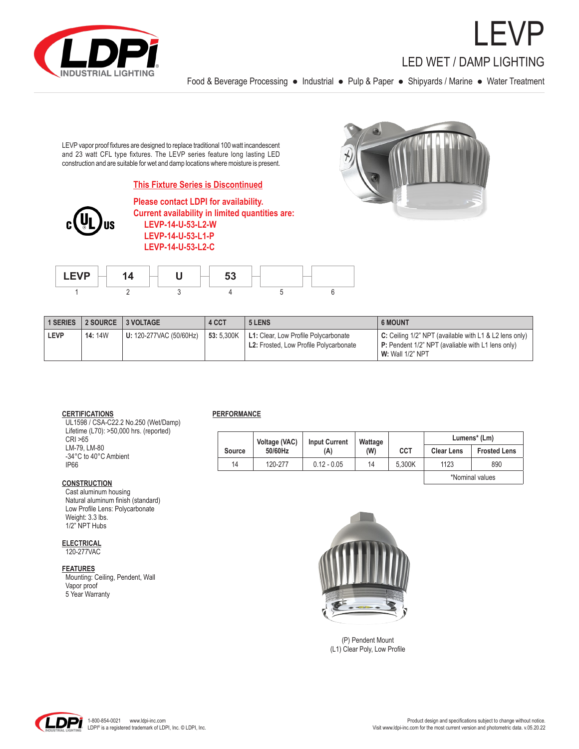# LEVP

## LED WET / DAMP LIGHTING

Food & Beverage Processing ● Industrial ● Pulp & Paper ● Shipyards / Marine ● Water Treatment

LEVP vapor proof fixtures are designed to replace traditional 100 watt incandescent and 23 watt CFL type fixtures. The LEVP series feature long lasting LED construction and are suitable for wet and damp locations where moisture is present.

**This Fixture Series is Discontinued**

**Please contact LDPI for availability.**
**Current availability in limited quantities are:**

- **LEVP-14-U-53-L2-W**
- **LEVP-14-U-53-L1-P**
- **LEVP-14-U-53-L2-C**

| LEVP | 14 | U | 53 | | |
|---|---|---|---|---|---|
| 1 | 2 | 3 | 4 | 5 | 6 |

| 1 SERIES | 2 SOURCE | 3 VOLTAGE | 4 CCT | 5 LENS | 6 MOUNT |
|---|---|---|---|---|---|
| **LEVP** | **14:** 14W | **U:** 120-277VAC (50/60Hz) | **53:** 5,300K | **L1:** Clear, Low Profile Polycarbonate<br>**L2:** Frosted, Low Profile Polycarbonate | **C:** Ceiling 1/2" NPT (available with L1 & L2 lens only)<br>**P:** Pendent 1/2" NPT (avaliable with L1 lens only)<br>**W:** Wall 1/2" NPT |

### CERTIFICATIONS

UL1598 / CSA-C22.2 No.250 (Wet/Damp)
Lifetime (L70): >50,000 hrs. (reported)
CRI >65
LM-79, LM-80
-34°C to 40°C Ambient
IP66

### CONSTRUCTION

Cast aluminum housing
Natural aluminum finish (standard)
Low Profile Lens: Polycarbonate
Weight: 3.3 lbs.
1/2" NPT Hubs

### ELECTRICAL

120-277VAC

### FEATURES

Mounting: Ceiling, Pendent, Wall
Vapor proof
5 Year Warranty

### PERFORMANCE

| Source | Voltage (VAC) 50/60Hz | Input Current (A) | Wattage (W) | CCT | Lumens* (Lm) | |
|---|---|---|---|---|---|---|
| | | | | | Clear Lens | Frosted Lens |
| 14 | 120-277 | 0.12 - 0.05 | 14 | 5,300K | 1123 | 890 |
| | | | | | *Nominal values | |

(P) Pendent Mount
(L1) Clear Poly, Low Profile

1-800-854-0021 www.ldpi-inc.com
LDPI® is a registered trademark of LDPI, Inc. © LDPI, Inc.

Product design and specifications subject to change without notice.
Visit www.ldpi-inc.com for the most current version and photometric data. v.05.20.22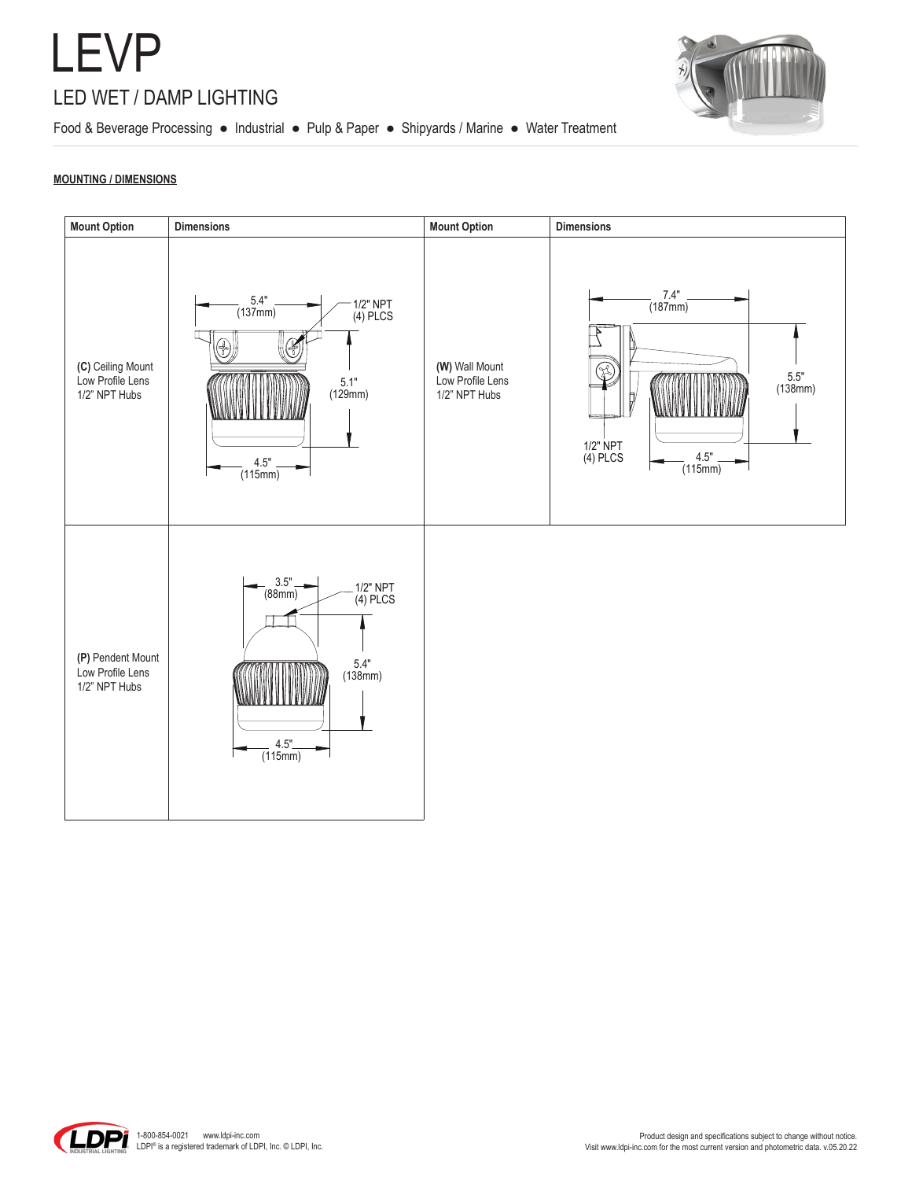# LEVP

## LED WET / DAMP LIGHTING

Food & Beverage Processing ● Industrial ● Pulp & Paper ● Shipyards / Marine ● Water Treatment

**MOUNTING / DIMENSIONS**

| Mount Option | Dimensions | Mount Option | Dimensions |
|---|---|---|---|
| **(C)** Ceiling Mount<br>Low Profile Lens<br>1/2" NPT Hubs | 5.4" (137mm)<br>1/2" NPT (4) PLCS<br>5.1" (129mm)<br>4.5" (115mm) | **(W)** Wall Mount<br>Low Profile Lens<br>1/2" NPT Hubs | 7.4" (187mm)<br>5.5" (138mm)<br>1/2" NPT (4) PLCS<br>4.5" (115mm) |
| **(P)** Pendent Mount<br>Low Profile Lens<br>1/2" NPT Hubs | 3.5" (88mm)<br>1/2" NPT (4) PLCS<br>5.4" (138mm)<br>4.5" (115mm) | | |

1-800-854-0021 www.ldpi-inc.com
LDPI® is a registered trademark of LDPI, Inc. © LDPI, Inc.

Product design and specifications subject to change without notice.
Visit www.ldpi-inc.com for the most current version and photometric data. v.05.20.22